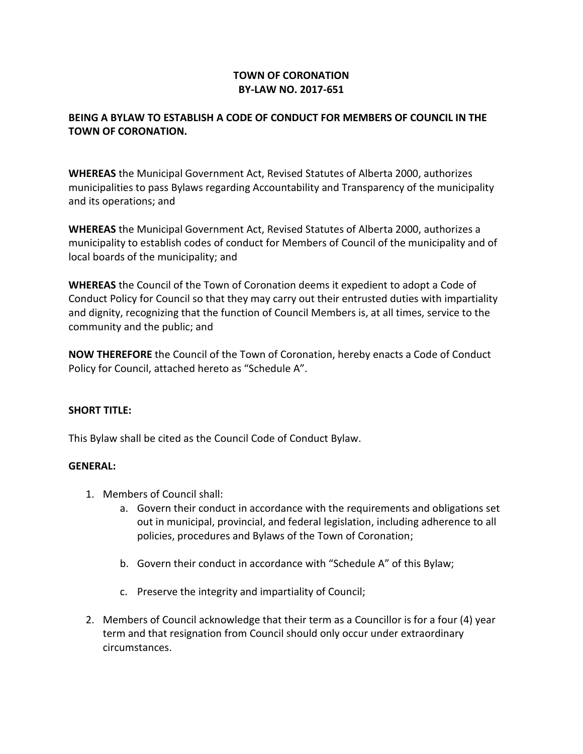# TOWN OF CORONATION
# BY-LAW NO. 2017-651

**BEING A BYLAW TO ESTABLISH A CODE OF CONDUCT FOR MEMBERS OF COUNCIL IN THE TOWN OF CORONATION.**

**WHEREAS** the Municipal Government Act, Revised Statutes of Alberta 2000, authorizes municipalities to pass Bylaws regarding Accountability and Transparency of the municipality and its operations; and

**WHEREAS** the Municipal Government Act, Revised Statutes of Alberta 2000, authorizes a municipality to establish codes of conduct for Members of Council of the municipality and of local boards of the municipality; and

**WHEREAS** the Council of the Town of Coronation deems it expedient to adopt a Code of Conduct Policy for Council so that they may carry out their entrusted duties with impartiality and dignity, recognizing that the function of Council Members is, at all times, service to the community and the public; and

**NOW THEREFORE** the Council of the Town of Coronation, hereby enacts a Code of Conduct Policy for Council, attached hereto as "Schedule A".

**SHORT TITLE:**

This Bylaw shall be cited as the Council Code of Conduct Bylaw.

**GENERAL:**

1. Members of Council shall:
   a. Govern their conduct in accordance with the requirements and obligations set out in municipal, provincial, and federal legislation, including adherence to all policies, procedures and Bylaws of the Town of Coronation;
   b. Govern their conduct in accordance with "Schedule A" of this Bylaw;
   c. Preserve the integrity and impartiality of Council;
2. Members of Council acknowledge that their term as a Councillor is for a four (4) year term and that resignation from Council should only occur under extraordinary circumstances.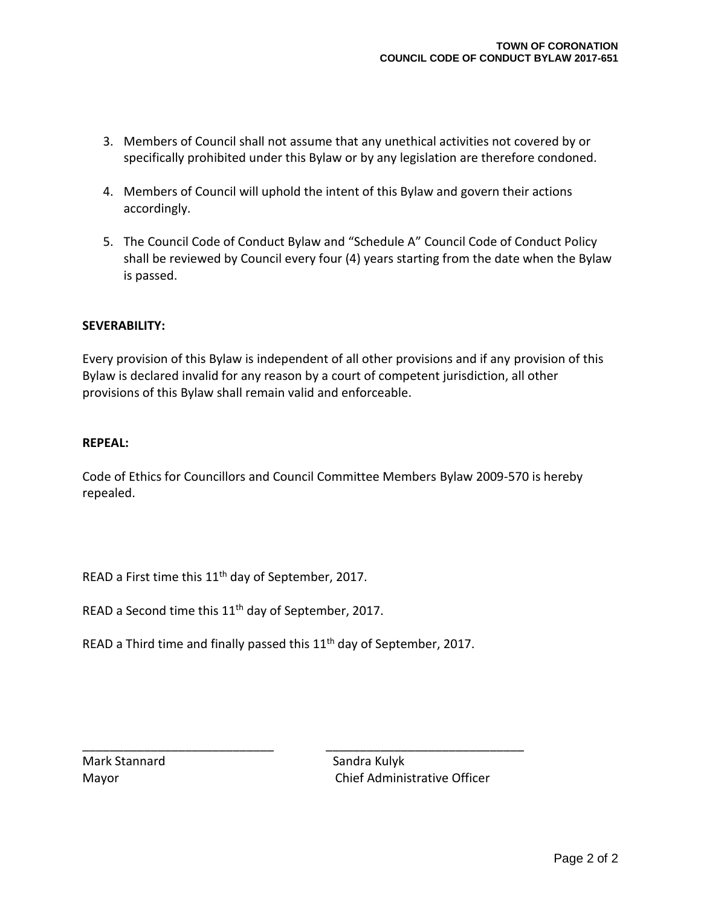3. Members of Council shall not assume that any unethical activities not covered by or specifically prohibited under this Bylaw or by any legislation are therefore condoned.

4. Members of Council will uphold the intent of this Bylaw and govern their actions accordingly.

5. The Council Code of Conduct Bylaw and "Schedule A" Council Code of Conduct Policy shall be reviewed by Council every four (4) years starting from the date when the Bylaw is passed.

**SEVERABILITY:**

Every provision of this Bylaw is independent of all other provisions and if any provision of this Bylaw is declared invalid for any reason by a court of competent jurisdiction, all other provisions of this Bylaw shall remain valid and enforceable.

**REPEAL:**

Code of Ethics for Councillors and Council Committee Members Bylaw 2009-570 is hereby repealed.

READ a First time this 11th day of September, 2017.

READ a Second time this 11th day of September, 2017.

READ a Third time and finally passed this 11th day of September, 2017.

| | |
|---|---|
| \_\_\_\_\_\_\_\_\_\_\_\_\_\_\_\_\_\_\_\_\_\_\_\_\_\_\_\_ | \_\_\_\_\_\_\_\_\_\_\_\_\_\_\_\_\_\_\_\_\_\_\_\_\_\_\_\_\_\_ |
| Mark Stannard | Sandra Kulyk |
| Mayor | Chief Administrative Officer |